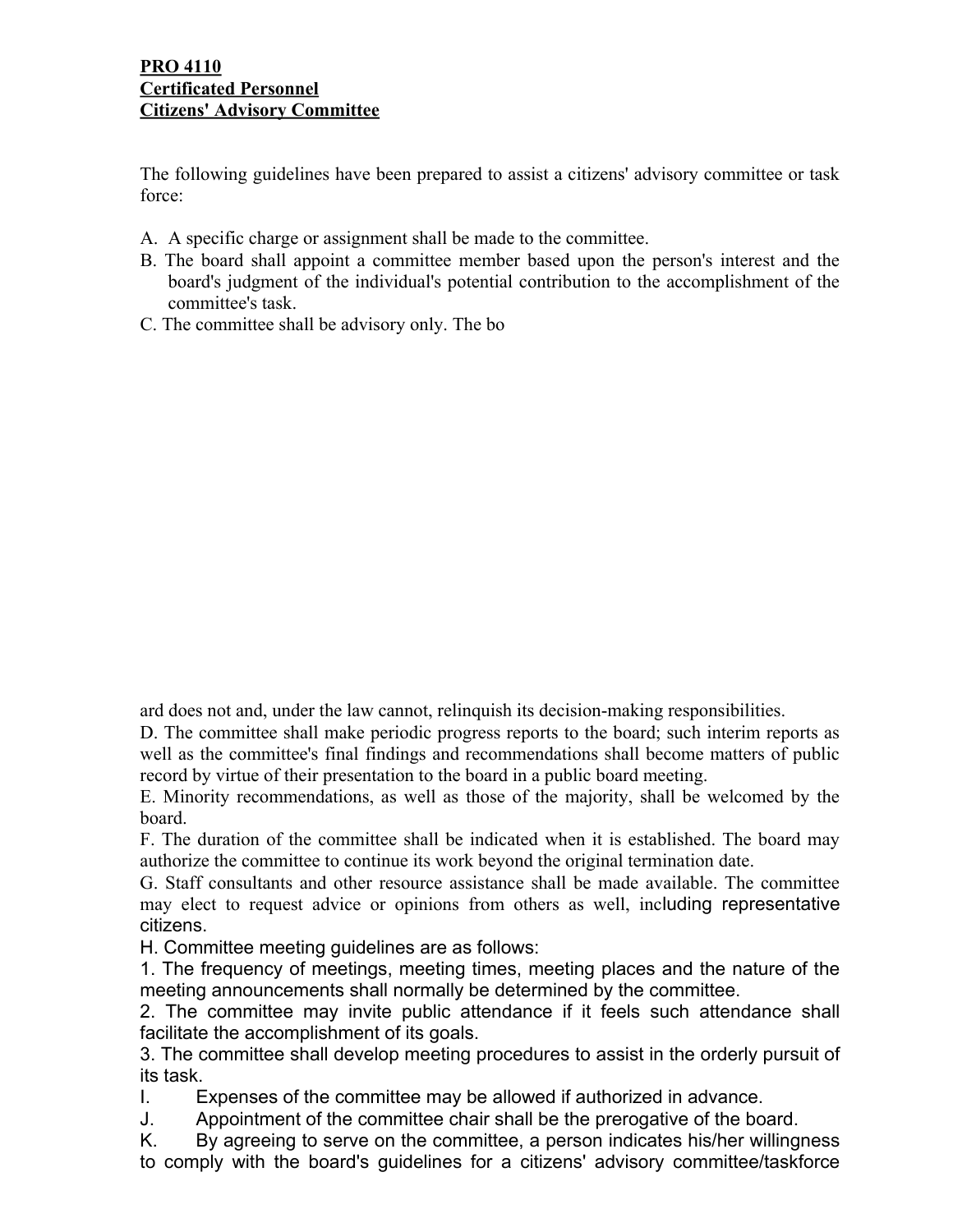**PRO 4110**
**Certificated Personnel**
**Citizens' Advisory Committee**

The following guidelines have been prepared to assist a citizens' advisory committee or task force:

A. A specific charge or assignment shall be made to the committee.
B. The board shall appoint a committee member based upon the person's interest and the board's judgment of the individual's potential contribution to the accomplishment of the committee's task.
C. The committee shall be advisory only. The board does not and, under the law cannot, relinquish its decision-making responsibilities.
D. The committee shall make periodic progress reports to the board; such interim reports as well as the committee's final findings and recommendations shall become matters of public record by virtue of their presentation to the board in a public board meeting.
E. Minority recommendations, as well as those of the majority, shall be welcomed by the board.
F. The duration of the committee shall be indicated when it is established. The board may authorize the committee to continue its work beyond the original termination date.
G. Staff consultants and other resource assistance shall be made available. The committee may elect to request advice or opinions from others as well, including representative citizens.
H. Committee meeting guidelines are as follows:
1. The frequency of meetings, meeting times, meeting places and the nature of the meeting announcements shall normally be determined by the committee.
2. The committee may invite public attendance if it feels such attendance shall facilitate the accomplishment of its goals.
3. The committee shall develop meeting procedures to assist in the orderly pursuit of its task.
I. Expenses of the committee may be allowed if authorized in advance.
J. Appointment of the committee chair shall be the prerogative of the board.
K. By agreeing to serve on the committee, a person indicates his/her willingness to comply with the board's guidelines for a citizens' advisory committee/taskforce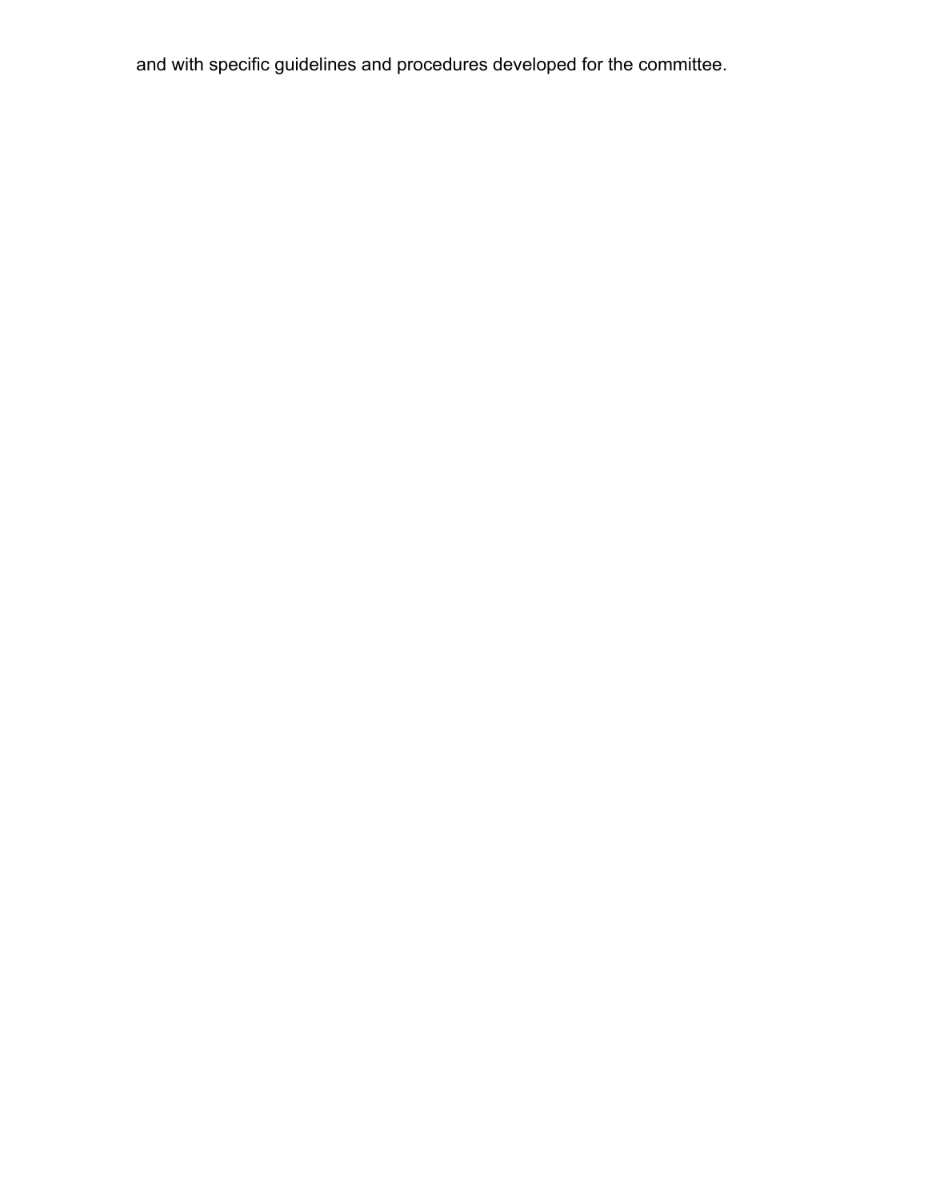and with specific guidelines and procedures developed for the committee.